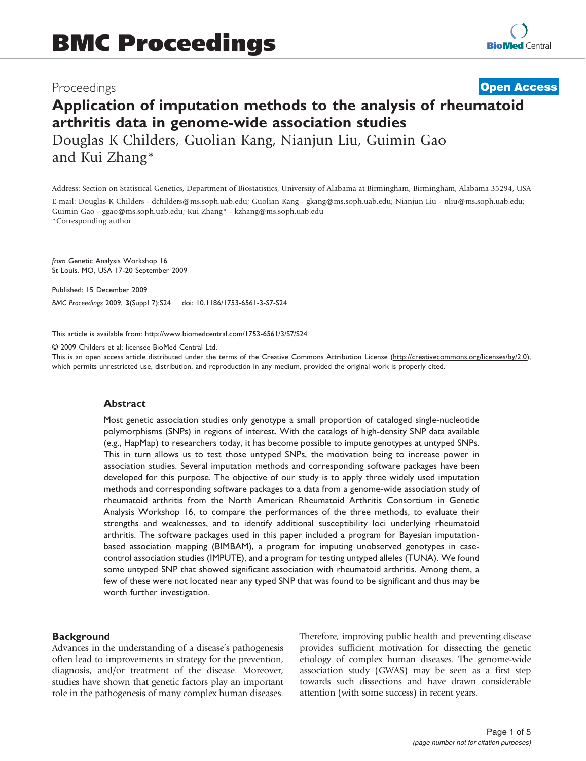Proceedings

**Open Access**

# Application of imputation methods to the analysis of rheumatoid arthritis data in genome-wide association studies

Douglas K Childers, Guolian Kang, Nianjun Liu, Guimin Gao and Kui Zhang*

Address: Section on Statistical Genetics, Department of Biostatistics, University of Alabama at Birmingham, Birmingham, Alabama 35294, USA

E-mail: Douglas K Childers - dchilders@ms.soph.uab.edu; Guolian Kang - gkang@ms.soph.uab.edu; Nianjun Liu - nliu@ms.soph.uab.edu; Guimin Gao - ggao@ms.soph.uab.edu; Kui Zhang* - kzhang@ms.soph.uab.edu

*Corresponding author

*from* Genetic Analysis Workshop 16
St Louis, MO, USA 17-20 September 2009

Published: 15 December 2009

*BMC Proceedings* 2009, **3**(Suppl 7):S24 doi: 10.1186/1753-6561-3-S7-S24

This article is available from: http://www.biomedcentral.com/1753-6561/3/S7/S24

© 2009 Childers et al; licensee BioMed Central Ltd.
This is an open access article distributed under the terms of the Creative Commons Attribution License (http://creativecommons.org/licenses/by/2.0), which permits unrestricted use, distribution, and reproduction in any medium, provided the original work is properly cited.

## Abstract

Most genetic association studies only genotype a small proportion of cataloged single-nucleotide polymorphisms (SNPs) in regions of interest. With the catalogs of high-density SNP data available (e.g., HapMap) to researchers today, it has become possible to impute genotypes at untyped SNPs. This in turn allows us to test those untyped SNPs, the motivation being to increase power in association studies. Several imputation methods and corresponding software packages have been developed for this purpose. The objective of our study is to apply three widely used imputation methods and corresponding software packages to a data from a genome-wide association study of rheumatoid arthritis from the North American Rheumatoid Arthritis Consortium in Genetic Analysis Workshop 16, to compare the performances of the three methods, to evaluate their strengths and weaknesses, and to identify additional susceptibility loci underlying rheumatoid arthritis. The software packages used in this paper included a program for Bayesian imputation-based association mapping (BIMBAM), a program for imputing unobserved genotypes in case-control association studies (IMPUTE), and a program for testing untyped alleles (TUNA). We found some untyped SNP that showed significant association with rheumatoid arthritis. Among them, a few of these were not located near any typed SNP that was found to be significant and thus may be worth further investigation.

## Background

Advances in the understanding of a disease's pathogenesis often lead to improvements in strategy for the prevention, diagnosis, and/or treatment of the disease. Moreover, studies have shown that genetic factors play an important role in the pathogenesis of many complex human diseases. Therefore, improving public health and preventing disease provides sufficient motivation for dissecting the genetic etiology of complex human diseases. The genome-wide association study (GWAS) may be seen as a first step towards such dissections and have drawn considerable attention (with some success) in recent years.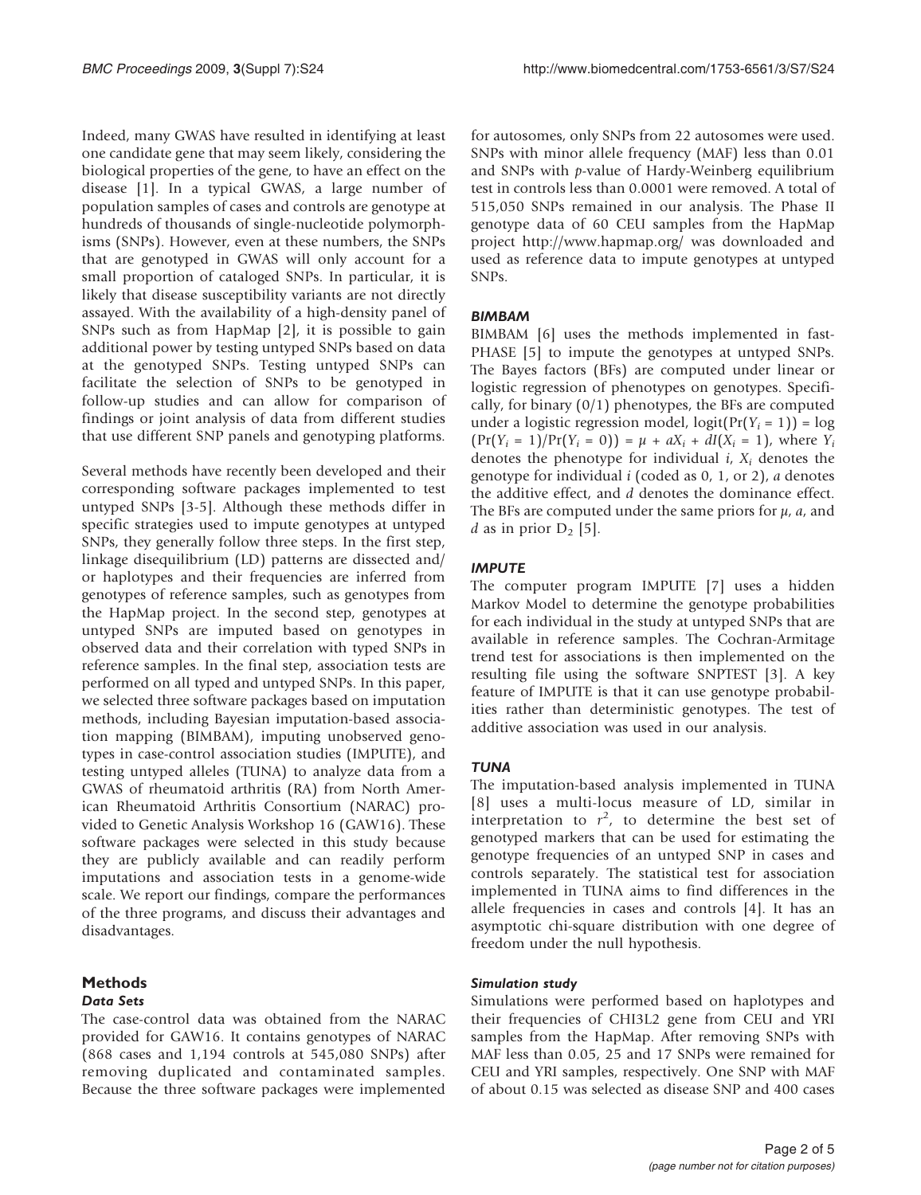Indeed, many GWAS have resulted in identifying at least one candidate gene that may seem likely, considering the biological properties of the gene, to have an effect on the disease [1]. In a typical GWAS, a large number of population samples of cases and controls are genotype at hundreds of thousands of single-nucleotide polymorphisms (SNPs). However, even at these numbers, the SNPs that are genotyped in GWAS will only account for a small proportion of cataloged SNPs. In particular, it is likely that disease susceptibility variants are not directly assayed. With the availability of a high-density panel of SNPs such as from HapMap [2], it is possible to gain additional power by testing untyped SNPs based on data at the genotyped SNPs. Testing untyped SNPs can facilitate the selection of SNPs to be genotyped in follow-up studies and can allow for comparison of findings or joint analysis of data from different studies that use different SNP panels and genotyping platforms.

Several methods have recently been developed and their corresponding software packages implemented to test untyped SNPs [3-5]. Although these methods differ in specific strategies used to impute genotypes at untyped SNPs, they generally follow three steps. In the first step, linkage disequilibrium (LD) patterns are dissected and/or haplotypes and their frequencies are inferred from genotypes of reference samples, such as genotypes from the HapMap project. In the second step, genotypes at untyped SNPs are imputed based on genotypes in observed data and their correlation with typed SNPs in reference samples. In the final step, association tests are performed on all typed and untyped SNPs. In this paper, we selected three software packages based on imputation methods, including Bayesian imputation-based association mapping (BIMBAM), imputing unobserved genotypes in case-control association studies (IMPUTE), and testing untyped alleles (TUNA) to analyze data from a GWAS of rheumatoid arthritis (RA) from North American Rheumatoid Arthritis Consortium (NARAC) provided to Genetic Analysis Workshop 16 (GAW16). These software packages were selected in this study because they are publicly available and can readily perform imputations and association tests in a genome-wide scale. We report our findings, compare the performances of the three programs, and discuss their advantages and disadvantages.

## Methods

### *Data Sets*

The case-control data was obtained from the NARAC provided for GAW16. It contains genotypes of NARAC (868 cases and 1,194 controls at 545,080 SNPs) after removing duplicated and contaminated samples. Because the three software packages were implemented for autosomes, only SNPs from 22 autosomes were used. SNPs with minor allele frequency (MAF) less than 0.01 and SNPs with *p*-value of Hardy-Weinberg equilibrium test in controls less than 0.0001 were removed. A total of 515,050 SNPs remained in our analysis. The Phase II genotype data of 60 CEU samples from the HapMap project http://www.hapmap.org/ was downloaded and used as reference data to impute genotypes at untyped SNPs.

### *BIMBAM*

BIMBAM [6] uses the methods implemented in fastPHASE [5] to impute the genotypes at untyped SNPs. The Bayes factors (BFs) are computed under linear or logistic regression of phenotypes on genotypes. Specifically, for binary (0/1) phenotypes, the BFs are computed under a logistic regression model, $\text{logit}(\Pr(Y_i = 1)) = \log(\Pr(Y_i = 1)/\Pr(Y_i = 0)) = \mu + aX_i + dI(X_i = 1)$, where $Y_i$ denotes the phenotype for individual $i$, $X_i$ denotes the genotype for individual $i$ (coded as 0, 1, or 2), $a$ denotes the additive effect, and $d$ denotes the dominance effect. The BFs are computed under the same priors for $\mu$, $a$, and $d$ as in prior $D_2$ [5].

### *IMPUTE*

The computer program IMPUTE [7] uses a hidden Markov Model to determine the genotype probabilities for each individual in the study at untyped SNPs that are available in reference samples. The Cochran-Armitage trend test for associations is then implemented on the resulting file using the software SNPTEST [3]. A key feature of IMPUTE is that it can use genotype probabilities rather than deterministic genotypes. The test of additive association was used in our analysis.

### *TUNA*

The imputation-based analysis implemented in TUNA [8] uses a multi-locus measure of LD, similar in interpretation to $r^2$, to determine the best set of genotyped markers that can be used for estimating the genotype frequencies of an untyped SNP in cases and controls separately. The statistical test for association implemented in TUNA aims to find differences in the allele frequencies in cases and controls [4]. It has an asymptotic chi-square distribution with one degree of freedom under the null hypothesis.

#### *Simulation study*

Simulations were performed based on haplotypes and their frequencies of CHI3L2 gene from CEU and YRI samples from the HapMap. After removing SNPs with MAF less than 0.05, 25 and 17 SNPs were remained for CEU and YRI samples, respectively. One SNP with MAF of about 0.15 was selected as disease SNP and 400 cases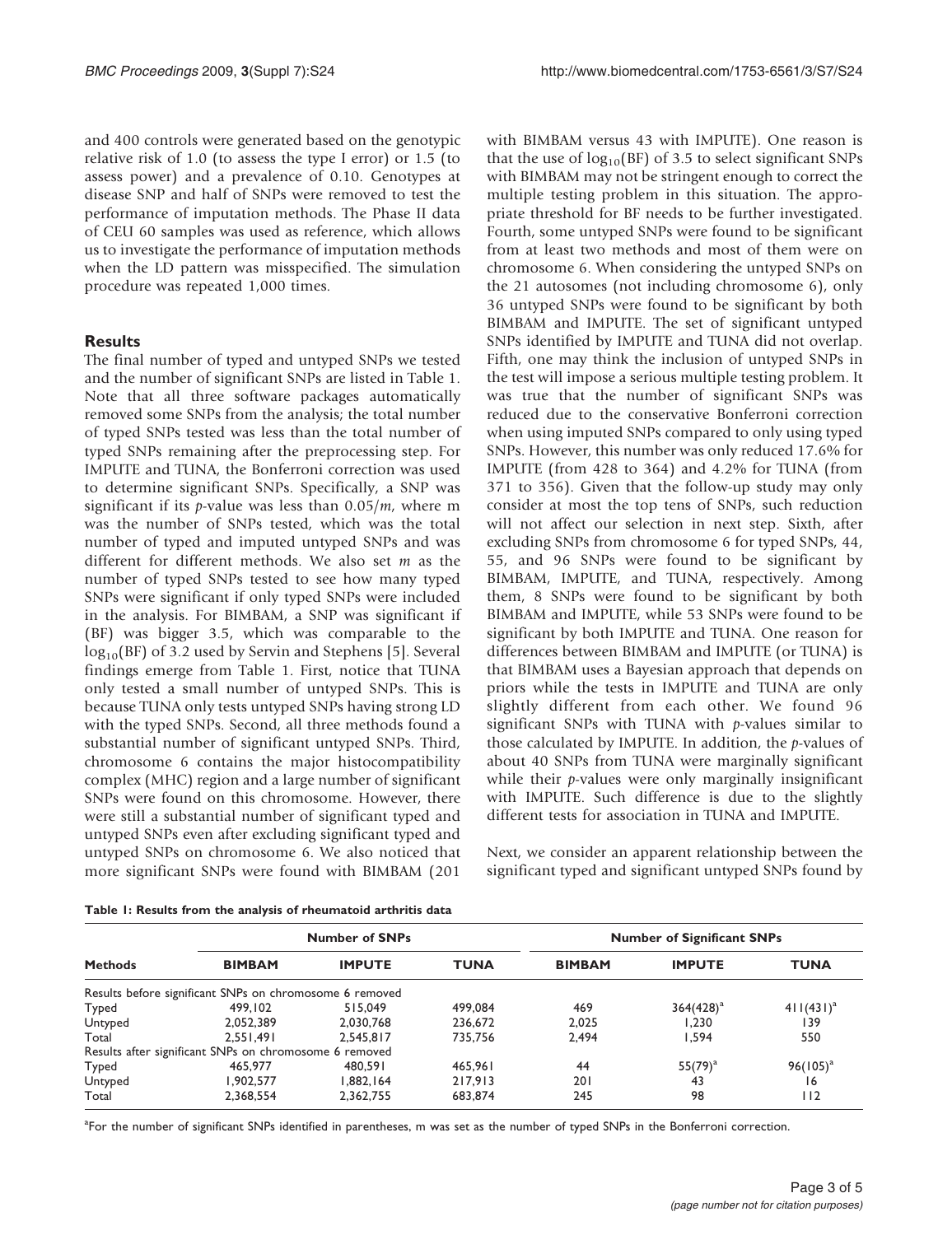and 400 controls were generated based on the genotypic relative risk of 1.0 (to assess the type I error) or 1.5 (to assess power) and a prevalence of 0.10. Genotypes at disease SNP and half of SNPs were removed to test the performance of imputation methods. The Phase II data of CEU 60 samples was used as reference, which allows us to investigate the performance of imputation methods when the LD pattern was misspecified. The simulation procedure was repeated 1,000 times.

## Results

The final number of typed and untyped SNPs we tested and the number of significant SNPs are listed in Table 1. Note that all three software packages automatically removed some SNPs from the analysis; the total number of typed SNPs tested was less than the total number of typed SNPs remaining after the preprocessing step. For IMPUTE and TUNA, the Bonferroni correction was used to determine significant SNPs. Specifically, a SNP was significant if its $p$-value was less than $0.05/m$, where m was the number of SNPs tested, which was the total number of typed and imputed untyped SNPs and was different for different methods. We also set $m$ as the number of typed SNPs tested to see how many typed SNPs were significant if only typed SNPs were included in the analysis. For BIMBAM, a SNP was significant if (BF) was bigger 3.5, which was comparable to the $\log_{10}$(BF) of 3.2 used by Servin and Stephens [5]. Several findings emerge from Table 1. First, notice that TUNA only tested a small number of untyped SNPs. This is because TUNA only tests untyped SNPs having strong LD with the typed SNPs. Second, all three methods found a substantial number of significant untyped SNPs. Third, chromosome 6 contains the major histocompatibility complex (MHC) region and a large number of significant SNPs were found on this chromosome. However, there were still a substantial number of significant typed and untyped SNPs even after excluding significant typed and untyped SNPs on chromosome 6. We also noticed that more significant SNPs were found with BIMBAM (201 with BIMBAM versus 43 with IMPUTE). One reason is that the use of $\log_{10}$(BF) of 3.5 to select significant SNPs with BIMBAM may not be stringent enough to correct the multiple testing problem in this situation. The appropriate threshold for BF needs to be further investigated. Fourth, some untyped SNPs were found to be significant from at least two methods and most of them were on chromosome 6. When considering the untyped SNPs on the 21 autosomes (not including chromosome 6), only 36 untyped SNPs were found to be significant by both BIMBAM and IMPUTE. The set of significant untyped SNPs identified by IMPUTE and TUNA did not overlap. Fifth, one may think the inclusion of untyped SNPs in the test will impose a serious multiple testing problem. It was true that the number of significant SNPs was reduced due to the conservative Bonferroni correction when using imputed SNPs compared to only using typed SNPs. However, this number was only reduced 17.6% for IMPUTE (from 428 to 364) and 4.2% for TUNA (from 371 to 356). Given that the follow-up study may only consider at most the top tens of SNPs, such reduction will not affect our selection in next step. Sixth, after excluding SNPs from chromosome 6 for typed SNPs, 44, 55, and 96 SNPs were found to be significant by BIMBAM, IMPUTE, and TUNA, respectively. Among them, 8 SNPs were found to be significant by both BIMBAM and IMPUTE, while 53 SNPs were found to be significant by both IMPUTE and TUNA. One reason for differences between BIMBAM and IMPUTE (or TUNA) is that BIMBAM uses a Bayesian approach that depends on priors while the tests in IMPUTE and TUNA are only slightly different from each other. We found 96 significant SNPs with TUNA with $p$-values similar to those calculated by IMPUTE. In addition, the $p$-values of about 40 SNPs from TUNA were marginally significant while their $p$-values were only marginally insignificant with IMPUTE. Such difference is due to the slightly different tests for association in TUNA and IMPUTE.

Next, we consider an apparent relationship between the significant typed and significant untyped SNPs found by

**Table 1: Results from the analysis of rheumatoid arthritis data**

| Methods | Number of SNPs | | | Number of Significant SNPs | | |
|---|---|---|---|---|---|---|
| | BIMBAM | IMPUTE | TUNA | BIMBAM | IMPUTE | TUNA |
| Results before significant SNPs on chromosome 6 removed | | | | | | |
| Typed | 499,102 | 515,049 | 499,084 | 469 | 364(428)[a] | 411(431)[a] |
| Untyped | 2,052,389 | 2,030,768 | 236,672 | 2,025 | 1,230 | 139 |
| Total | 2,551,491 | 2,545,817 | 735,756 | 2,494 | 1,594 | 550 |
| Results after significant SNPs on chromosome 6 removed | | | | | | |
| Typed | 465,977 | 480,591 | 465,961 | 44 | 55(79)[a] | 96(105)[a] |
| Untyped | 1,902,577 | 1,882,164 | 217,913 | 201 | 43 | 16 |
| Total | 2,368,554 | 2,362,755 | 683,874 | 245 | 98 | 112 |

[a]For the number of significant SNPs identified in parentheses, m was set as the number of typed SNPs in the Bonferroni correction.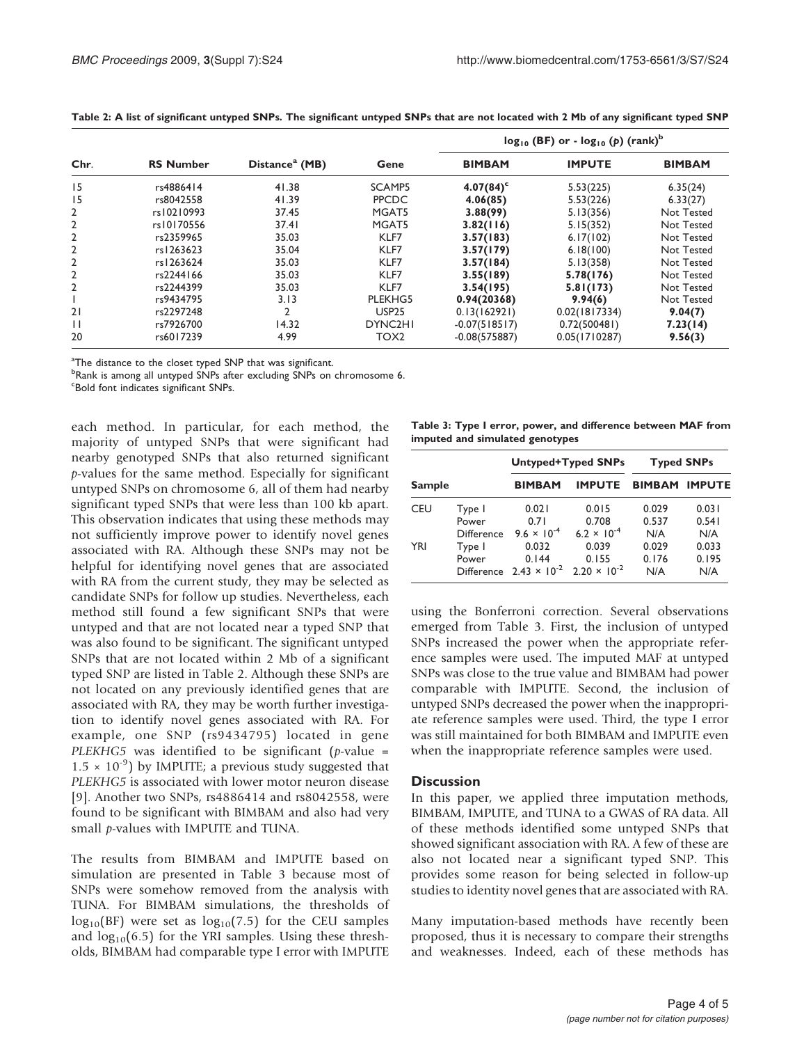**Table 2: A list of significant untyped SNPs. The significant untyped SNPs that are not located with 2 Mb of any significant typed SNP**

| Chr. | RS Number | Distance[a] (MB) | Gene | $\log_{10}$ (BF) or $-\log_{10}$ ($p$) (rank)[b] | | |
|---|---|---|---|---|---|---|
| | | | | BIMBAM | IMPUTE | BIMBAM |
| 15 | rs4886414 | 41.38 | SCAMP5 | **4.07(84)**[c] | 5.53(225) | 6.35(24) |
| 15 | rs8042558 | 41.39 | PPCDC | **4.06(85)** | 5.53(226) | 6.33(27) |
| 2 | rs10210993 | 37.45 | MGAT5 | **3.88(99)** | 5.13(356) | Not Tested |
| 2 | rs10170556 | 37.41 | MGAT5 | **3.82(116)** | 5.15(352) | Not Tested |
| 2 | rs2359965 | 35.03 | KLF7 | **3.57(183)** | 6.17(102) | Not Tested |
| 2 | rs1263623 | 35.04 | KLF7 | **3.57(179)** | 6.18(100) | Not Tested |
| 2 | rs1263624 | 35.03 | KLF7 | **3.57(184)** | 5.13(358) | Not Tested |
| 2 | rs2244166 | 35.03 | KLF7 | **3.55(189)** | **5.78(176)** | Not Tested |
| 2 | rs2244399 | 35.03 | KLF7 | **3.54(195)** | **5.81(173)** | Not Tested |
| 1 | rs9434795 | 3.13 | PLEKHG5 | **0.94(20368)** | **9.94(6)** | Not Tested |
| 21 | rs2297248 | 2 | USP25 | 0.13(162921) | 0.02(1817334) | **9.04(7)** |
| 11 | rs7926700 | 14.32 | DYNC2H1 | -0.07(518517) | 0.72(500481) | **7.23(14)** |
| 20 | rs6017239 | 4.99 | TOX2 | -0.08(575887) | 0.05(1710287) | **9.56(3)** |

[a]The distance to the closet typed SNP that was significant.
[b]Rank is among all untyped SNPs after excluding SNPs on chromosome 6.
[c]Bold font indicates significant SNPs.

each method. In particular, for each method, the majority of untyped SNPs that were significant had nearby genotyped SNPs that also returned significant $p$-values for the same method. Especially for significant untyped SNPs on chromosome 6, all of them had nearby significant typed SNPs that were less than 100 kb apart. This observation indicates that using these methods may not sufficiently improve power to identify novel genes associated with RA. Although these SNPs may not be helpful for identifying novel genes that are associated with RA from the current study, they may be selected as candidate SNPs for follow up studies. Nevertheless, each method still found a few significant SNPs that were untyped and that are not located near a typed SNP that was also found to be significant. The significant untyped SNPs that are not located within 2 Mb of a significant typed SNP are listed in Table 2. Although these SNPs are not located on any previously identified genes that are associated with RA, they may be worth further investigation to identify novel genes associated with RA. For example, one SNP (rs9434795) located in gene *PLEKHG5* was identified to be significant ($p$-value = $1.5 \times 10^{-9}$) by IMPUTE; a previous study suggested that *PLEKHG5* is associated with lower motor neuron disease [9]. Another two SNPs, rs4886414 and rs8042558, were found to be significant with BIMBAM and also had very small $p$-values with IMPUTE and TUNA.

The results from BIMBAM and IMPUTE based on simulation are presented in Table 3 because most of SNPs were somehow removed from the analysis with TUNA. For BIMBAM simulations, the thresholds of $\log_{10}$(BF) were set as $\log_{10}(7.5)$ for the CEU samples and $\log_{10}(6.5)$ for the YRI samples. Using these thresholds, BIMBAM had comparable type I error with IMPUTE using the Bonferroni correction. Several observations emerged from Table 3. First, the inclusion of untyped SNPs increased the power when the appropriate reference samples were used. The imputed MAF at untyped SNPs was close to the true value and BIMBAM had power comparable with IMPUTE. Second, the inclusion of untyped SNPs decreased the power when the inappropriate reference samples were used. Third, the type I error was still maintained for both BIMBAM and IMPUTE even when the inappropriate reference samples were used.

**Table 3: Type I error, power, and difference between MAF from imputed and simulated genotypes**

| Sample | | Untyped+Typed SNPs | | Typed SNPs | |
|---|---|---|---|---|---|
| | | BIMBAM | IMPUTE | BIMBAM | IMPUTE |
| CEU | Type I | 0.021 | 0.015 | 0.029 | 0.031 |
| | Power | 0.71 | 0.708 | 0.537 | 0.541 |
| | Difference | $9.6 \times 10^{-4}$ | $6.2 \times 10^{-4}$ | N/A | N/A |
| YRI | Type I | 0.032 | 0.039 | 0.029 | 0.033 |
| | Power | 0.144 | 0.155 | 0.176 | 0.195 |
| | Difference | $2.43 \times 10^{-2}$ | $2.20 \times 10^{-2}$ | N/A | N/A |

## Discussion

In this paper, we applied three imputation methods, BIMBAM, IMPUTE, and TUNA to a GWAS of RA data. All of these methods identified some untyped SNPs that showed significant association with RA. A few of these are also not located near a significant typed SNP. This provides some reason for being selected in follow-up studies to identity novel genes that are associated with RA.

Many imputation-based methods have recently been proposed, thus it is necessary to compare their strengths and weaknesses. Indeed, each of these methods has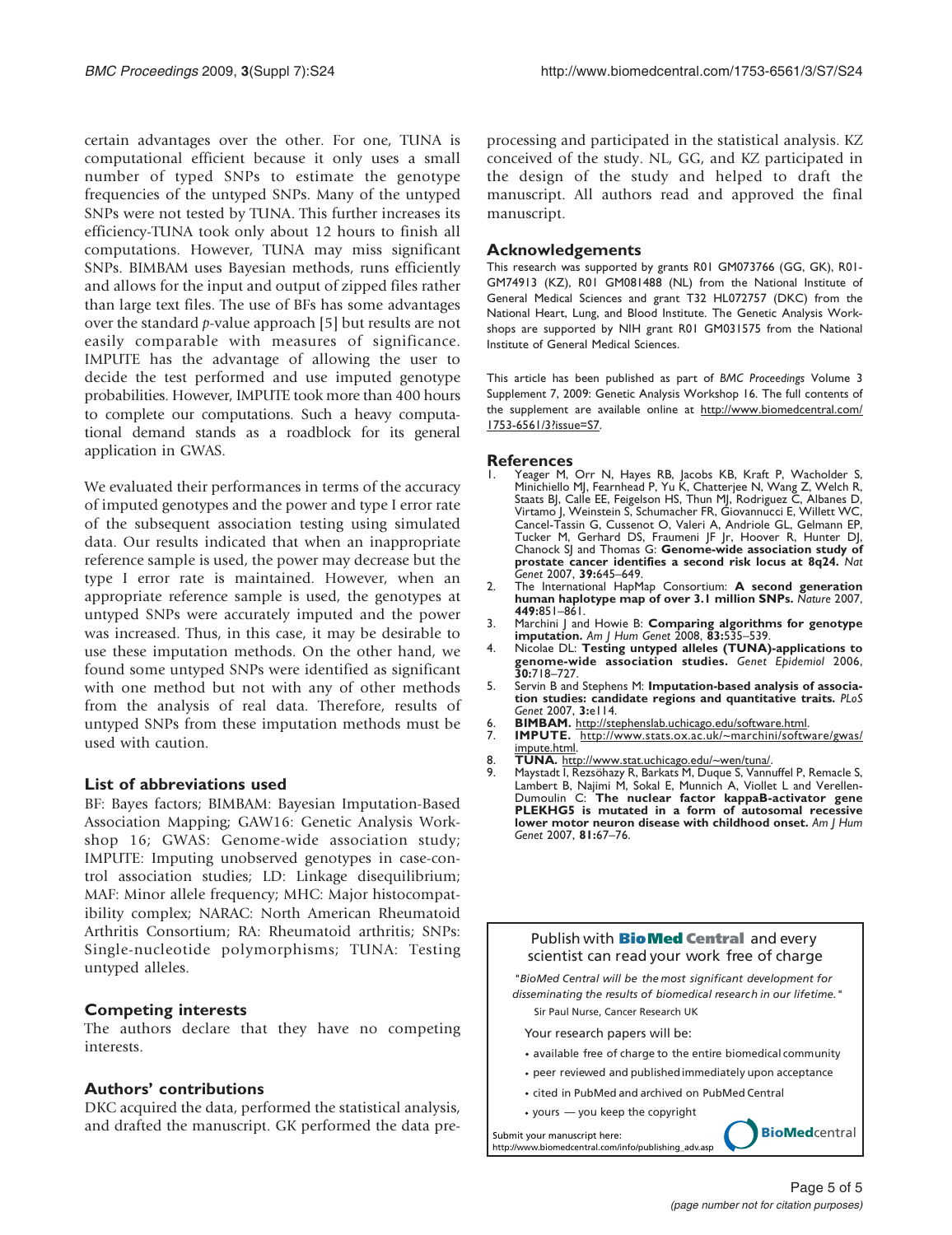certain advantages over the other. For one, TUNA is computational efficient because it only uses a small number of typed SNPs to estimate the genotype frequencies of the untyped SNPs. Many of the untyped SNPs were not tested by TUNA. This further increases its efficiency-TUNA took only about 12 hours to finish all computations. However, TUNA may miss significant SNPs. BIMBAM uses Bayesian methods, runs efficiently and allows for the input and output of zipped files rather than large text files. The use of BFs has some advantages over the standard *p*-value approach [5] but results are not easily comparable with measures of significance. IMPUTE has the advantage of allowing the user to decide the test performed and use imputed genotype probabilities. However, IMPUTE took more than 400 hours to complete our computations. Such a heavy computational demand stands as a roadblock for its general application in GWAS.

We evaluated their performances in terms of the accuracy of imputed genotypes and the power and type I error rate of the subsequent association testing using simulated data. Our results indicated that when an inappropriate reference sample is used, the power may decrease but the type I error rate is maintained. However, when an appropriate reference sample is used, the genotypes at untyped SNPs were accurately imputed and the power was increased. Thus, in this case, it may be desirable to use these imputation methods. On the other hand, we found some untyped SNPs were identified as significant with one method but not with any of other methods from the analysis of real data. Therefore, results of untyped SNPs from these imputation methods must be used with caution.

### List of abbreviations used

BF: Bayes factors; BIMBAM: Bayesian Imputation-Based Association Mapping; GAW16: Genetic Analysis Workshop 16; GWAS: Genome-wide association study; IMPUTE: Imputing unobserved genotypes in case-control association studies; LD: Linkage disequilibrium; MAF: Minor allele frequency; MHC: Major histocompatibility complex; NARAC: North American Rheumatoid Arthritis Consortium; RA: Rheumatoid arthritis; SNPs: Single-nucleotide polymorphisms; TUNA: Testing untyped alleles.

### Competing interests

The authors declare that they have no competing interests.

### Authors' contributions

DKC acquired the data, performed the statistical analysis, and drafted the manuscript. GK performed the data processing and participated in the statistical analysis. KZ conceived of the study. NL, GG, and KZ participated in the design of the study and helped to draft the manuscript. All authors read and approved the final manuscript.

### Acknowledgements

This research was supported by grants R01 GM073766 (GG, GK), R01-GM74913 (KZ), R01 GM081488 (NL) from the National Institute of General Medical Sciences and grant T32 HL072757 (DKC) from the National Heart, Lung, and Blood Institute. The Genetic Analysis Workshops are supported by NIH grant R01 GM031575 from the National Institute of General Medical Sciences.

This article has been published as part of *BMC Proceedings* Volume 3 Supplement 7, 2009: Genetic Analysis Workshop 16. The full contents of the supplement are available online at http://www.biomedcentral.com/1753-6561/3?issue=S7.

### References

1. Yeager M, Orr N, Hayes RB, Jacobs KB, Kraft P, Wacholder S, Minichiello MJ, Fearnhead P, Yu K, Chatterjee N, Wang Z, Welch R, Staats BJ, Calle EE, Feigelson HS, Thun MJ, Rodriguez C, Albanes D, Virtamo J, Weinstein S, Schumacher FR, Giovannucci E, Willett WC, Cancel-Tassin G, Cussenot O, Valeri A, Andriole GL, Gelmann EP, Tucker M, Gerhard DS, Fraumeni JF Jr, Hoover R, Hunter DJ, Chanock SJ and Thomas G: **Genome-wide association study of prostate cancer identifies a second risk locus at 8q24.** *Nat Genet* 2007, **39:**645–649.
2. The International HapMap Consortium: **A second generation human haplotype map of over 3.1 million SNPs.** *Nature* 2007, **449:**851–861.
3. Marchini J and Howie B: **Comparing algorithms for genotype imputation.** *Am J Hum Genet* 2008, **83:**535–539.
4. Nicolae DL: **Testing untyped alleles (TUNA)-applications to genome-wide association studies.** *Genet Epidemiol* 2006, **30:**718–727.
5. Servin B and Stephens M: **Imputation-based analysis of association studies: candidate regions and quantitative traits.** *PLoS Genet* 2007, **3:**e114.
6. **BIMBAM.** http://stephenslab.uchicago.edu/software.html.
7. **IMPUTE.** http://www.stats.ox.ac.uk/~marchini/software/gwas/impute.html.
8. **TUNA.** http://www.stat.uchicago.edu/~wen/tuna/.
9. Maystadt I, Rezsöhazy R, Barkats M, Duque S, Vannuffel P, Remacle S, Lambert B, Najimi M, Sokal E, Munnich A, Viollet L and Verellen-Dumoulin C: **The nuclear factor kappaB-activator gene PLEKHG5 is mutated in a form of autosomal recessive lower motor neuron disease with childhood onset.** *Am J Hum Genet* 2007, **81:**67–76.